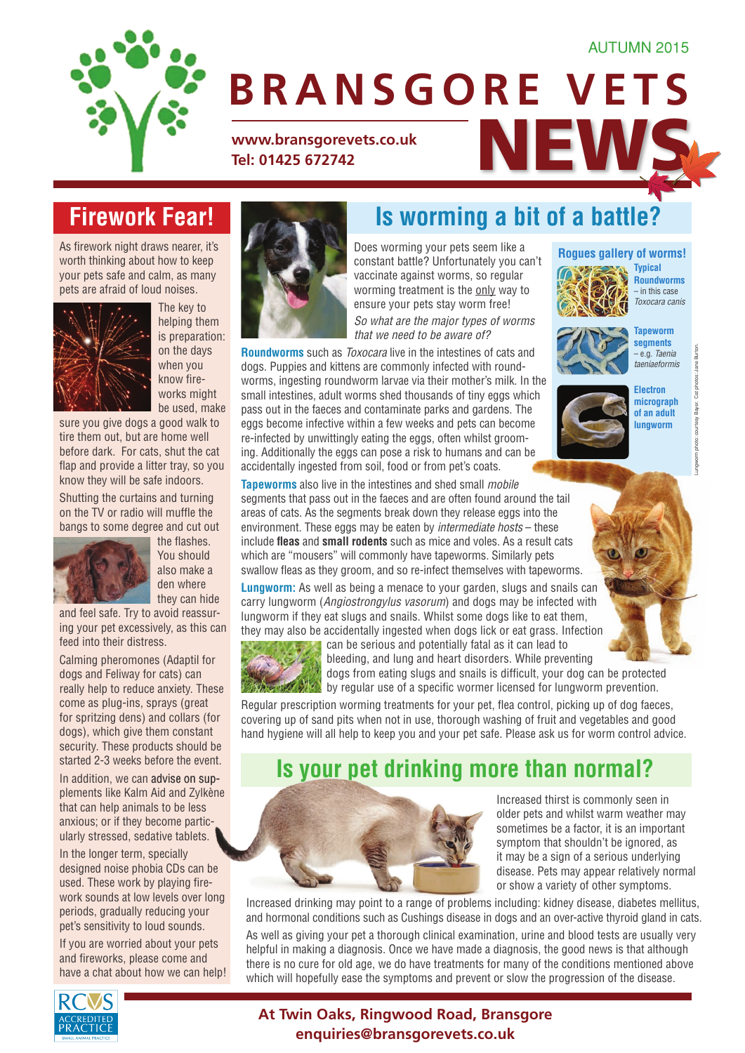AUTUMN 2015

# BRANSGORE VETS NEWS

**www.bransgorevets.co.uk**
**Tel: 01425 672742**

## Firework Fear!

As firework night draws nearer, it's worth thinking about how to keep your pets safe and calm, as many pets are afraid of loud noises.

The key to helping them is preparation: on the days when you know fireworks might be used, make sure you give dogs a good walk to tire them out, but are home well before dark. For cats, shut the cat flap and provide a litter tray, so you know they will be safe indoors.

Shutting the curtains and turning on the TV or radio will muffle the bangs to some degree and cut out the flashes. You should also make a den where they can hide and feel safe. Try to avoid reassuring your pet excessively, as this can feed into their distress.

Calming pheromones (Adaptil for dogs and Feliway for cats) can really help to reduce anxiety. These come as plug-ins, sprays (great for spritzing dens) and collars (for dogs), which give them constant security. These products should be started 2-3 weeks before the event.

In addition, we can advise on supplements like Kalm Aid and Zylkène that can help animals to be less anxious; or if they become particularly stressed, sedative tablets.

In the longer term, specially designed noise phobia CDs can be used. These work by playing firework sounds at low levels over long periods, gradually reducing your pet's sensitivity to loud sounds.

If you are worried about your pets and fireworks, please come and have a chat about how we can help!

## Is worming a bit of a battle?

Does worming your pets seem like a constant battle? Unfortunately you can't vaccinate against worms, so regular worming treatment is the only way to ensure your pets stay worm free!

*So what are the major types of worms that we need to be aware of?*

**Roundworms** such as *Toxocara* live in the intestines of cats and dogs. Puppies and kittens are commonly infected with roundworms, ingesting roundworm larvae via their mother's milk. In the small intestines, adult worms shed thousands of tiny eggs which pass out in the faeces and contaminate parks and gardens. The eggs become infective within a few weeks and pets can become re-infected by unwittingly eating the eggs, often whilst grooming. Additionally the eggs can pose a risk to humans and can be accidentally ingested from soil, food or from pet's coats.

**Tapeworms** also live in the intestines and shed small *mobile* segments that pass out in the faeces and are often found around the tail areas of cats. As the segments break down they release eggs into the environment. These eggs may be eaten by *intermediate hosts* – these include **fleas** and **small rodents** such as mice and voles. As a result cats which are "mousers" will commonly have tapeworms. Similarly pets swallow fleas as they groom, and so re-infect themselves with tapeworms.

**Lungworm:** As well as being a menace to your garden, slugs and snails can carry lungworm (*Angiostrongylus vasorum*) and dogs may be infected with lungworm if they eat slugs and snails. Whilst some dogs like to eat them, they may also be accidentally ingested when dogs lick or eat grass. Infection can be serious and potentially fatal as it can lead to bleeding, and lung and heart disorders. While preventing dogs from eating slugs and snails is difficult, your dog can be protected by regular use of a specific wormer licensed for lungworm prevention.

Regular prescription worming treatments for your pet, flea control, picking up of dog faeces, covering up of sand pits when not in use, thorough washing of fruit and vegetables and good hand hygiene will all help to keep you and your pet safe. Please ask us for worm control advice.

### Rogues gallery of worms!

**Typical Roundworms** – in this case *Toxocara canis*

**Tapeworm segments** – e.g. *Taenia taeniaeformis*

**Electron micrograph of an adult lungworm**

Lungworm photo: courtesy Bayer. Cat photos: Jane Burton.

## Is your pet drinking more than normal?

Increased thirst is commonly seen in older pets and whilst warm weather may sometimes be a factor, it is an important symptom that shouldn't be ignored, as it may be a sign of a serious underlying disease. Pets may appear relatively normal or show a variety of other symptoms.

Increased drinking may point to a range of problems including: kidney disease, diabetes mellitus, and hormonal conditions such as Cushings disease in dogs and an over-active thyroid gland in cats.

As well as giving your pet a thorough clinical examination, urine and blood tests are usually very helpful in making a diagnosis. Once we have made a diagnosis, the good news is that although there is no cure for old age, we do have treatments for many of the conditions mentioned above which will hopefully ease the symptoms and prevent or slow the progression of the disease.

RCVS ACCREDITED PRACTICE – SMALL ANIMAL PRACTICE

**At Twin Oaks, Ringwood Road, Bransgore**
**enquiries@bransgorevets.co.uk**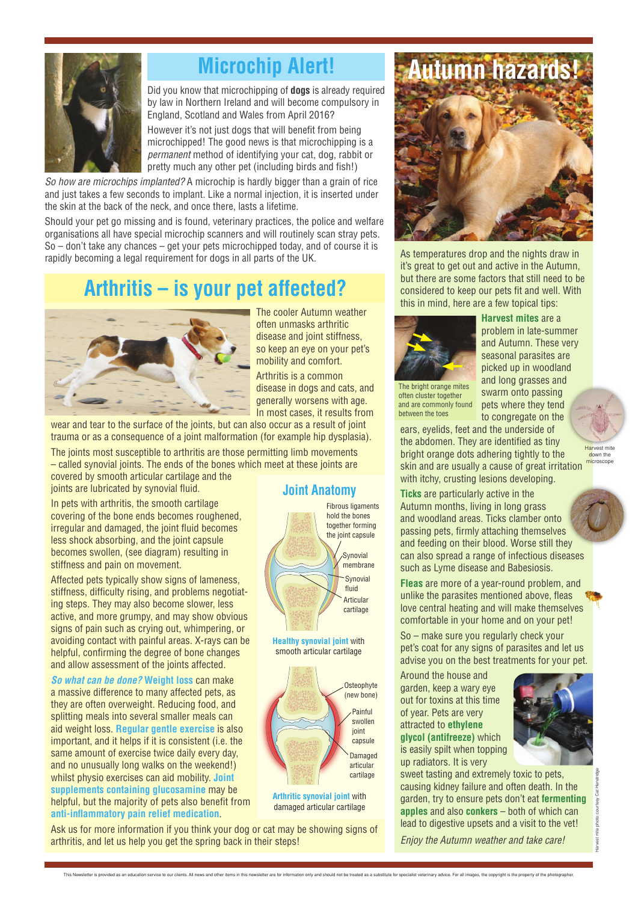## Microchip Alert!

Did you know that microchipping of **dogs** is already required by law in Northern Ireland and will become compulsory in England, Scotland and Wales from April 2016?

However it's not just dogs that will benefit from being microchipped! The good news is that microchipping is a *permanent* method of identifying your cat, dog, rabbit or pretty much any other pet (including birds and fish!)

*So how are microchips implanted?* A microchip is hardly bigger than a grain of rice and just takes a few seconds to implant. Like a normal injection, it is inserted under the skin at the back of the neck, and once there, lasts a lifetime.

Should your pet go missing and is found, veterinary practices, the police and welfare organisations all have special microchip scanners and will routinely scan stray pets. So – don't take any chances – get your pets microchipped today, and of course it is rapidly becoming a legal requirement for dogs in all parts of the UK.

## Arthritis – is your pet affected?

The cooler Autumn weather often unmasks arthritic disease and joint stiffness, so keep an eye on your pet's mobility and comfort.

Arthritis is a common disease in dogs and cats, and generally worsens with age. In most cases, it results from wear and tear to the surface of the joints, but can also occur as a result of joint trauma or as a consequence of a joint malformation (for example hip dysplasia).

The joints most susceptible to arthritis are those permitting limb movements – called synovial joints. The ends of the bones which meet at these joints are covered by smooth articular cartilage and the joints are lubricated by synovial fluid.

In pets with arthritis, the smooth cartilage covering of the bone ends becomes roughened, irregular and damaged, the joint fluid becomes less shock absorbing, and the joint capsule becomes swollen, (see diagram) resulting in stiffness and pain on movement.

Affected pets typically show signs of lameness, stiffness, difficulty rising, and problems negotiating steps. They may also become slower, less active, and more grumpy, and may show obvious signs of pain such as crying out, whimpering, or avoiding contact with painful areas. X-rays can be helpful, confirming the degree of bone changes and allow assessment of the joints affected.

***So what can be done?*** **Weight loss** can make a massive difference to many affected pets, as they are often overweight. Reducing food, and splitting meals into several smaller meals can aid weight loss. **Regular gentle exercise** is also important, and it helps if it is consistent (i.e. the same amount of exercise twice daily every day, and no unusually long walks on the weekend!) whilst physio exercises can aid mobility. **Joint supplements containing glucosamine** may be helpful, but the majority of pets also benefit from **anti-inflammatory pain relief medication**.

### Joint Anatomy

Fibrous ligaments hold the bones together forming the joint capsule

Synovial membrane

Synovial fluid

Articular cartilage

**Healthy synovial joint** with smooth articular cartilage

Osteophyte (new bone)

Painful swollen joint capsule

Damaged articular cartilage

**Arthritic synovial joint** with damaged articular cartilage

Ask us for more information if you think your dog or cat may be showing signs of arthritis, and let us help you get the spring back in their steps!

## Autumn hazards!

As temperatures drop and the nights draw in it's great to get out and active in the Autumn, but there are some factors that still need to be considered to keep our pets fit and well. With this in mind, here are a few topical tips:

The bright orange mites often cluster together and are commonly found between the toes

**Harvest mites** are a problem in late-summer and Autumn. These very seasonal parasites are picked up in woodland and long grasses and swarm onto passing pets where they tend to congregate on the ears, eyelids, feet and the underside of the abdomen. They are identified as tiny bright orange dots adhering tightly to the skin and are usually a cause of great irritation with itchy, crusting lesions developing.

Harvest mite down the microscope

**Ticks** are particularly active in the Autumn months, living in long grass and woodland areas. Ticks clamber onto passing pets, firmly attaching themselves and feeding on their blood. Worse still they can also spread a range of infectious diseases such as Lyme disease and Babesiosis.

**Fleas** are more of a year-round problem, and unlike the parasites mentioned above, fleas love central heating and will make themselves comfortable in your home and on your pet!

So – make sure you regularly check your pet's coat for any signs of parasites and let us advise you on the best treatments for your pet.

Around the house and garden, keep a wary eye out for toxins at this time of year. Pets are very attracted to **ethylene glycol (antifreeze)** which is easily spilt when topping up radiators. It is very sweet tasting and extremely toxic to pets, causing kidney failure and often death. In the garden, try to ensure pets don't eat **fermenting apples** and also **conkers** – both of which can lead to digestive upsets and a visit to the vet!

*Enjoy the Autumn weather and take care!*

Harvest mite photo: courtesy Cat Henstridge

This Newsletter is provided as an education service to our clients. All news and other items in this newsletter are for information only and should not be treated as a substitute for specialist veterinary advice. For all images, the copyright is the property of the photographer.